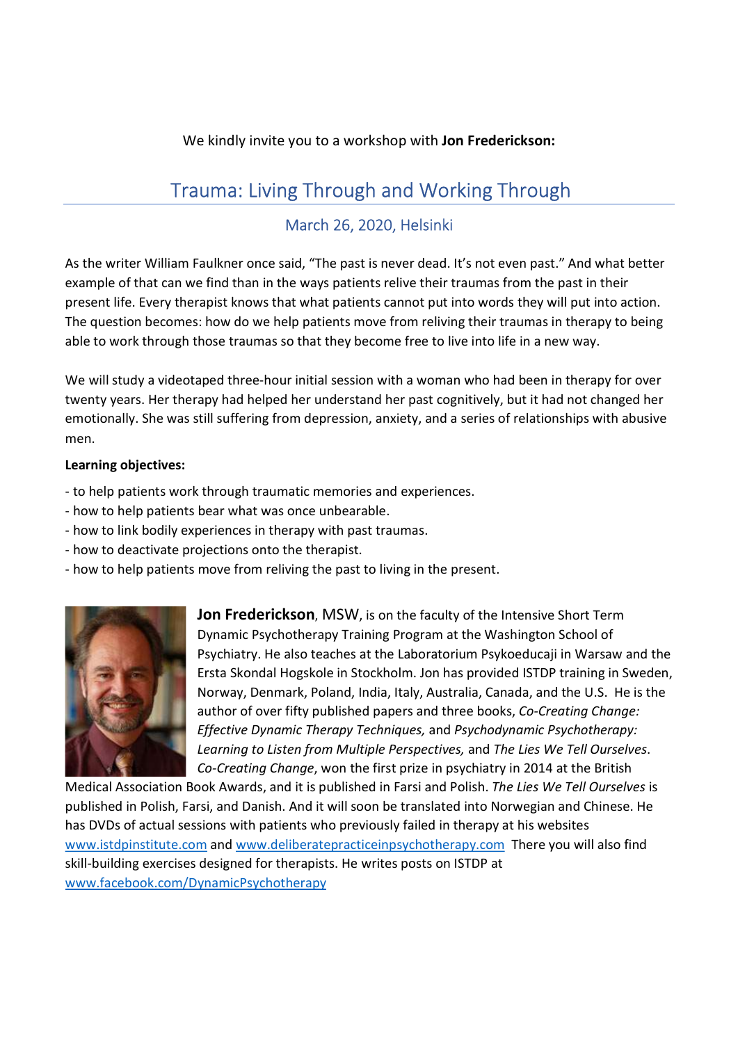We kindly invite you to a workshop with **Jon Frederickson:**

# Trauma: Living Through and Working Through

## March 26, 2020, Helsinki

As the writer William Faulkner once said, “The past is never dead. It’s not even past.” And what better example of that can we find than in the ways patients relive their traumas from the past in their present life. Every therapist knows that what patients cannot put into words they will put into action. The question becomes: how do we help patients move from reliving their traumas in therapy to being able to work through those traumas so that they become free to live into life in a new way.

We will study a videotaped three-hour initial session with a woman who had been in therapy for over twenty years. Her therapy had helped her understand her past cognitively, but it had not changed her emotionally. She was still suffering from depression, anxiety, and a series of relationships with abusive men.

**Learning objectives:**

- to help patients work through traumatic memories and experiences.
- how to help patients bear what was once unbearable.
- how to link bodily experiences in therapy with past traumas.
- how to deactivate projections onto the therapist.
- how to help patients move from reliving the past to living in the present.

**Jon Frederickson**, MSW, is on the faculty of the Intensive Short Term Dynamic Psychotherapy Training Program at the Washington School of Psychiatry. He also teaches at the Laboratorium Psykoeducaji in Warsaw and the Ersta Skondal Hogskole in Stockholm. Jon has provided ISTDP training in Sweden, Norway, Denmark, Poland, India, Italy, Australia, Canada, and the U.S. He is the author of over fifty published papers and three books, *Co-Creating Change: Effective Dynamic Therapy Techniques,* and *Psychodynamic Psychotherapy: Learning to Listen from Multiple Perspectives,* and *The Lies We Tell Ourselves*. *Co-Creating Change*, won the first prize in psychiatry in 2014 at the British Medical Association Book Awards, and it is published in Farsi and Polish. *The Lies We Tell Ourselves* is published in Polish, Farsi, and Danish. And it will soon be translated into Norwegian and Chinese. He has DVDs of actual sessions with patients who previously failed in therapy at his websites www.istdpinstitute.com and www.deliberatepracticeinpsychotherapy.com There you will also find skill-building exercises designed for therapists. He writes posts on ISTDP at www.facebook.com/DynamicPsychotherapy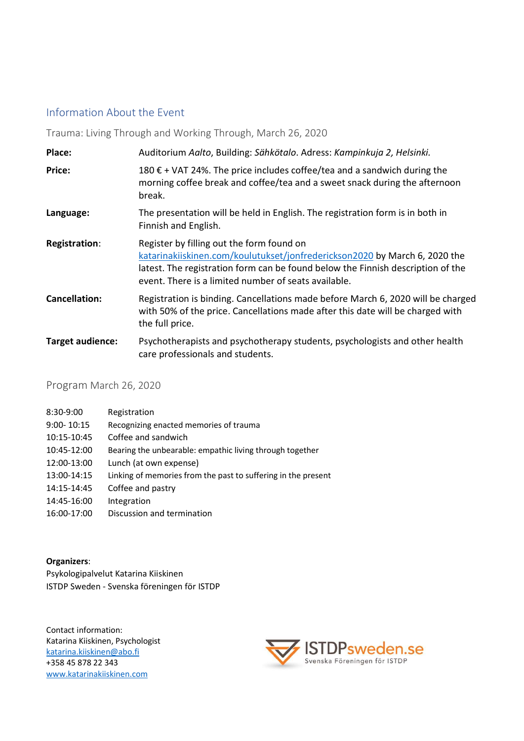## Information About the Event

### Trauma: Living Through and Working Through, March 26, 2020

| | |
|---|---|
| **Place:** | Auditorium *Aalto*, Building: *Sähkötalo*. Adress: *Kampinkuja 2, Helsinki.* |
| **Price:** | 180 € + VAT 24%. The price includes coffee/tea and a sandwich during the morning coffee break and coffee/tea and a sweet snack during the afternoon break. |
| **Language:** | The presentation will be held in English. The registration form is in both in Finnish and English. |
| **Registration**: | Register by filling out the form found on katarinakiiskinen.com/koulutukset/jonfrederickson2020 by March 6, 2020 the latest. The registration form can be found below the Finnish description of the event. There is a limited number of seats available. |
| **Cancellation:** | Registration is binding. Cancellations made before March 6, 2020 will be charged with 50% of the price. Cancellations made after this date will be charged with the full price. |
| **Target audience:** | Psychotherapists and psychotherapy students, psychologists and other health care professionals and students. |

### Program March 26, 2020

| | |
|---|---|
| 8:30-9:00 | Registration |
| 9:00- 10:15 | Recognizing enacted memories of trauma |
| 10:15-10:45 | Coffee and sandwich |
| 10:45-12:00 | Bearing the unbearable: empathic living through together |
| 12:00-13:00 | Lunch (at own expense) |
| 13:00-14:15 | Linking of memories from the past to suffering in the present |
| 14:15-14:45 | Coffee and pastry |
| 14:45-16:00 | Integration |
| 16:00-17:00 | Discussion and termination |

**Organizers**:
Psykologipalvelut Katarina Kiiskinen
ISTDP Sweden - Svenska föreningen för ISTDP

Contact information:
Katarina Kiiskinen, Psychologist
katarina.kiiskinen@abo.fi
+358 45 878 22 343
www.katarinakiiskinen.com

ISTDPsweden.se
Svenska Föreningen för ISTDP